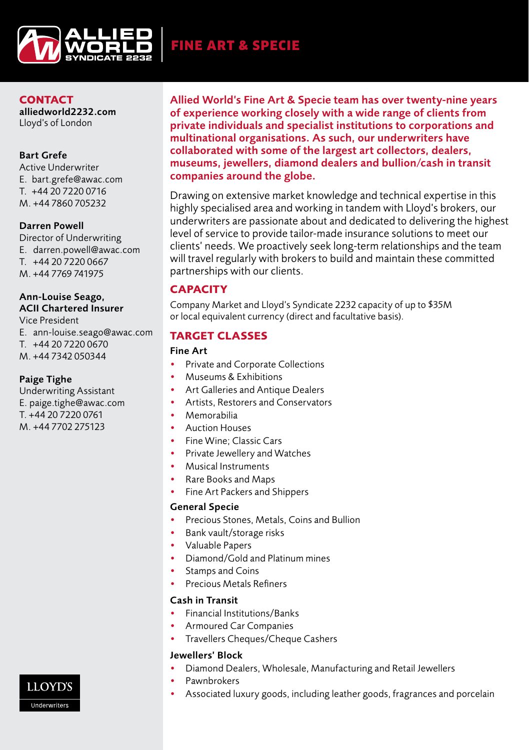# ALLIED WORLD SYNDICATE 2232

## FINE ART & SPECIE

## CONTACT

**alliedworld2232.com**
Lloyd's of London

**Bart Grefe**
Active Underwriter
E. bart.grefe@awac.com
T. +44 20 7220 0716
M. +44 7860 705232

**Darren Powell**
Director of Underwriting
E. darren.powell@awac.com
T. +44 20 7220 0667
M. +44 7769 741975

**Ann-Louise Seago, ACII Chartered Insurer**
Vice President
E. ann-louise.seago@awac.com
T. +44 20 7220 0670
M. +44 7342 050344

**Paige Tighe**
Underwriting Assistant
E. paige.tighe@awac.com
T. +44 20 7220 0761
M. +44 7702 275123

LLOYD'S Underwriters

**Allied World's Fine Art & Specie team has over twenty-nine years of experience working closely with a wide range of clients from private individuals and specialist institutions to corporations and multinational organisations. As such, our underwriters have collaborated with some of the largest art collectors, dealers, museums, jewellers, diamond dealers and bullion/cash in transit companies around the globe.**

Drawing on extensive market knowledge and technical expertise in this highly specialised area and working in tandem with Lloyd's brokers, our underwriters are passionate about and dedicated to delivering the highest level of service to provide tailor-made insurance solutions to meet our clients' needs. We proactively seek long-term relationships and the team will travel regularly with brokers to build and maintain these committed partnerships with our clients.

## CAPACITY

Company Market and Lloyd's Syndicate 2232 capacity of up to $35M or local equivalent currency (direct and facultative basis).

## TARGET CLASSES

### Fine Art

- Private and Corporate Collections
- Museums & Exhibitions
- Art Galleries and Antique Dealers
- Artists, Restorers and Conservators
- Memorabilia
- Auction Houses
- Fine Wine; Classic Cars
- Private Jewellery and Watches
- Musical Instruments
- Rare Books and Maps
- Fine Art Packers and Shippers

### General Specie

- Precious Stones, Metals, Coins and Bullion
- Bank vault/storage risks
- Valuable Papers
- Diamond/Gold and Platinum mines
- Stamps and Coins
- Precious Metals Refiners

### Cash in Transit

- Financial Institutions/Banks
- Armoured Car Companies
- Travellers Cheques/Cheque Cashers

### Jewellers' Block

- Diamond Dealers, Wholesale, Manufacturing and Retail Jewellers
- Pawnbrokers
- Associated luxury goods, including leather goods, fragrances and porcelain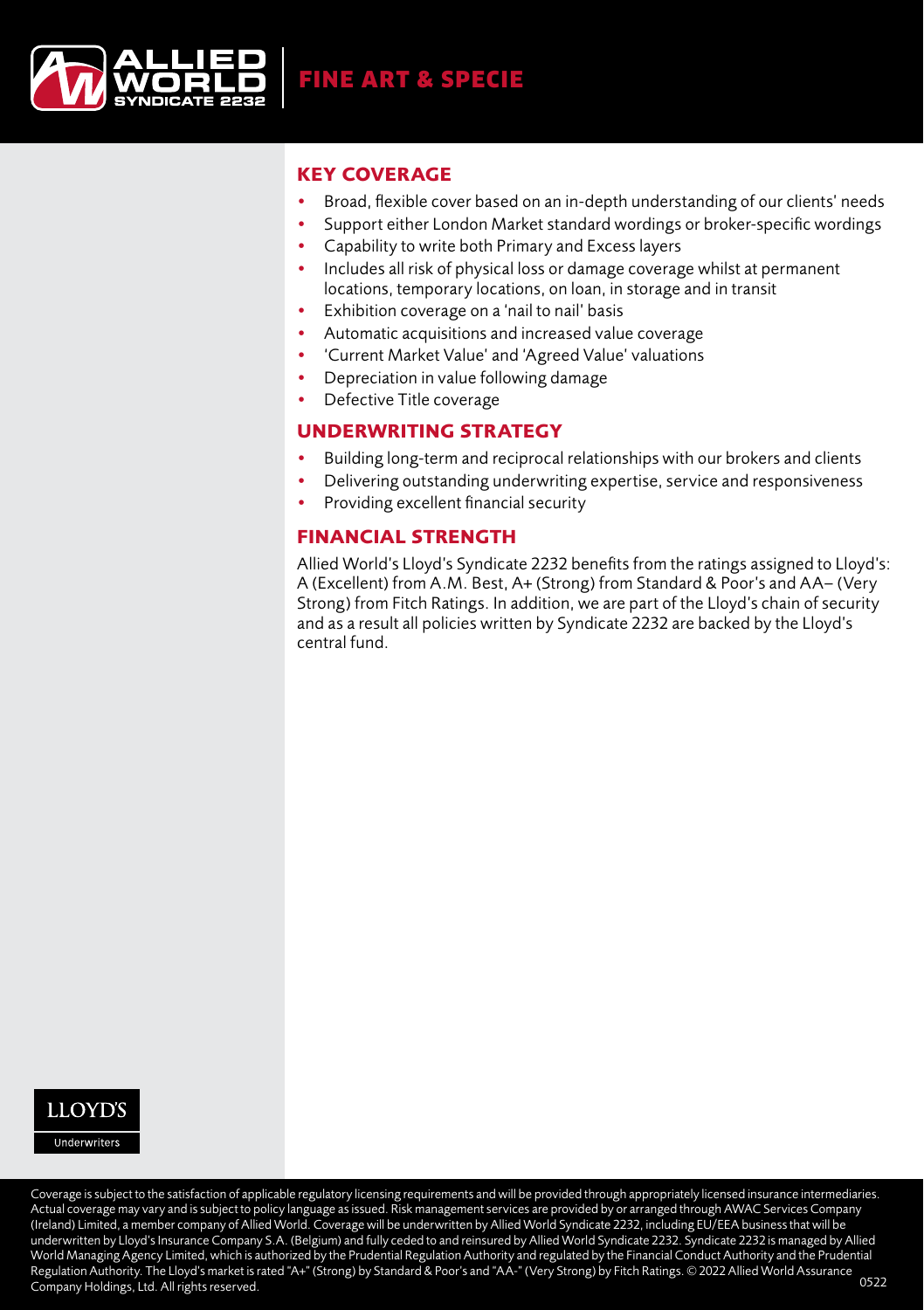# FINE ART & SPECIE

## KEY COVERAGE

- Broad, flexible cover based on an in-depth understanding of our clients' needs
- Support either London Market standard wordings or broker-specific wordings
- Capability to write both Primary and Excess layers
- Includes all risk of physical loss or damage coverage whilst at permanent locations, temporary locations, on loan, in storage and in transit
- Exhibition coverage on a 'nail to nail' basis
- Automatic acquisitions and increased value coverage
- 'Current Market Value' and 'Agreed Value' valuations
- Depreciation in value following damage
- Defective Title coverage

## UNDERWRITING STRATEGY

- Building long-term and reciprocal relationships with our brokers and clients
- Delivering outstanding underwriting expertise, service and responsiveness
- Providing excellent financial security

## FINANCIAL STRENGTH

Allied World's Lloyd's Syndicate 2232 benefits from the ratings assigned to Lloyd's: A (Excellent) from A.M. Best, A+ (Strong) from Standard & Poor's and AA– (Very Strong) from Fitch Ratings. In addition, we are part of the Lloyd's chain of security and as a result all policies written by Syndicate 2232 are backed by the Lloyd's central fund.

LLOYD'S
Underwriters

Coverage is subject to the satisfaction of applicable regulatory licensing requirements and will be provided through appropriately licensed insurance intermediaries. Actual coverage may vary and is subject to policy language as issued. Risk management services are provided by or arranged through AWAC Services Company (Ireland) Limited, a member company of Allied World. Coverage will be underwritten by Allied World Syndicate 2232, including EU/EEA business that will be underwritten by Lloyd's Insurance Company S.A. (Belgium) and fully ceded to and reinsured by Allied World Syndicate 2232. Syndicate 2232 is managed by Allied World Managing Agency Limited, which is authorized by the Prudential Regulation Authority and regulated by the Financial Conduct Authority and the Prudential Regulation Authority. The Lloyd's market is rated "A+" (Strong) by Standard & Poor's and "AA-" (Very Strong) by Fitch Ratings. © 2022 Allied World Assurance Company Holdings, Ltd. All rights reserved. 0522